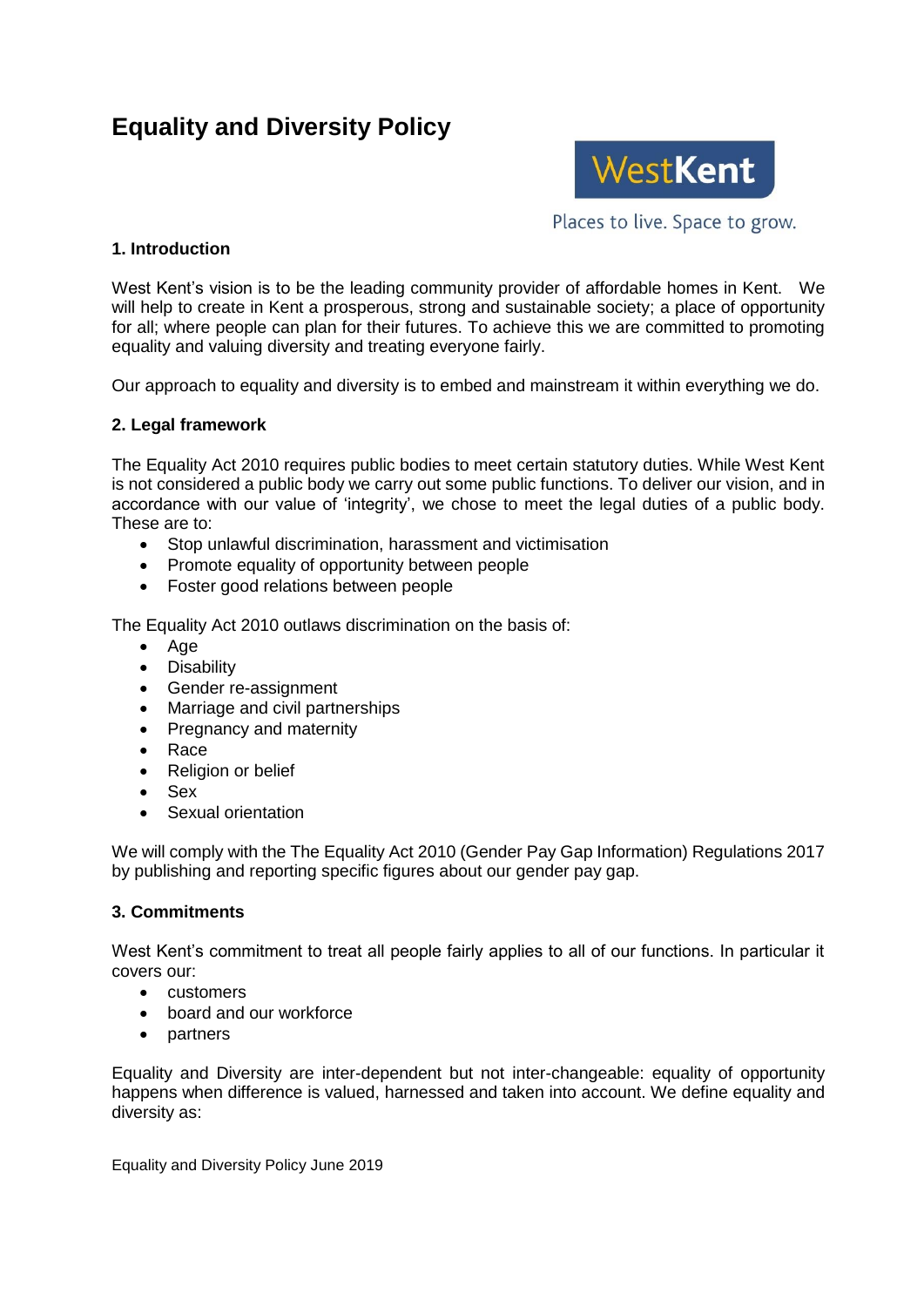# Equality and Diversity Policy

WestKent

Places to live. Space to grow.

## 1. Introduction

West Kent's vision is to be the leading community provider of affordable homes in Kent. We will help to create in Kent a prosperous, strong and sustainable society; a place of opportunity for all; where people can plan for their futures. To achieve this we are committed to promoting equality and valuing diversity and treating everyone fairly.

Our approach to equality and diversity is to embed and mainstream it within everything we do.

## 2. Legal framework

The Equality Act 2010 requires public bodies to meet certain statutory duties. While West Kent is not considered a public body we carry out some public functions. To deliver our vision, and in accordance with our value of 'integrity', we chose to meet the legal duties of a public body. These are to:

- Stop unlawful discrimination, harassment and victimisation
- Promote equality of opportunity between people
- Foster good relations between people

The Equality Act 2010 outlaws discrimination on the basis of:

- Age
- Disability
- Gender re-assignment
- Marriage and civil partnerships
- Pregnancy and maternity
- Race
- Religion or belief
- Sex
- Sexual orientation

We will comply with the The Equality Act 2010 (Gender Pay Gap Information) Regulations 2017 by publishing and reporting specific figures about our gender pay gap.

## 3. Commitments

West Kent's commitment to treat all people fairly applies to all of our functions. In particular it covers our:

- customers
- board and our workforce
- partners

Equality and Diversity are inter-dependent but not inter-changeable: equality of opportunity happens when difference is valued, harnessed and taken into account. We define equality and diversity as: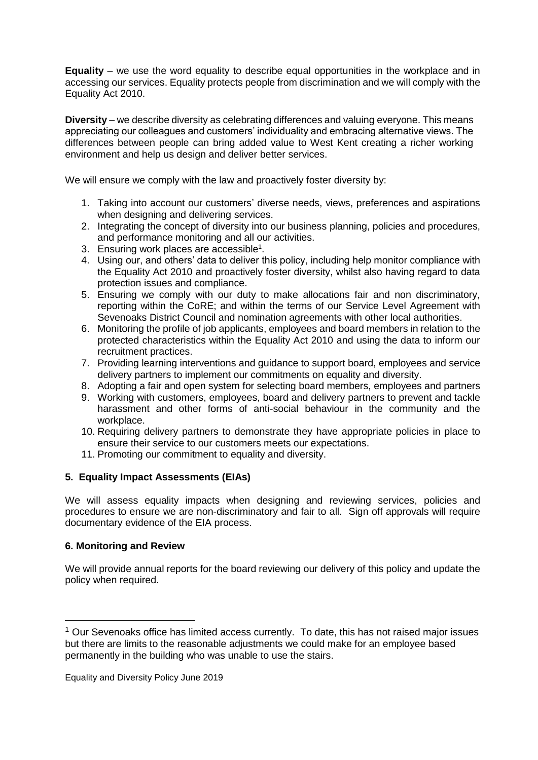**Equality** – we use the word equality to describe equal opportunities in the workplace and in accessing our services. Equality protects people from discrimination and we will comply with the Equality Act 2010.

**Diversity** – we describe diversity as celebrating differences and valuing everyone. This means appreciating our colleagues and customers' individuality and embracing alternative views. The differences between people can bring added value to West Kent creating a richer working environment and help us design and deliver better services.

We will ensure we comply with the law and proactively foster diversity by:

1. Taking into account our customers' diverse needs, views, preferences and aspirations when designing and delivering services.
2. Integrating the concept of diversity into our business planning, policies and procedures, and performance monitoring and all our activities.
3. Ensuring work places are accessible[1].
4. Using our, and others' data to deliver this policy, including help monitor compliance with the Equality Act 2010 and proactively foster diversity, whilst also having regard to data protection issues and compliance.
5. Ensuring we comply with our duty to make allocations fair and non discriminatory, reporting within the CoRE; and within the terms of our Service Level Agreement with Sevenoaks District Council and nomination agreements with other local authorities.
6. Monitoring the profile of job applicants, employees and board members in relation to the protected characteristics within the Equality Act 2010 and using the data to inform our recruitment practices.
7. Providing learning interventions and guidance to support board, employees and service delivery partners to implement our commitments on equality and diversity.
8. Adopting a fair and open system for selecting board members, employees and partners
9. Working with customers, employees, board and delivery partners to prevent and tackle harassment and other forms of anti-social behaviour in the community and the workplace.
10. Requiring delivery partners to demonstrate they have appropriate policies in place to ensure their service to our customers meets our expectations.
11. Promoting our commitment to equality and diversity.

## 5. Equality Impact Assessments (EIAs)

We will assess equality impacts when designing and reviewing services, policies and procedures to ensure we are non-discriminatory and fair to all. Sign off approvals will require documentary evidence of the EIA process.

## 6. Monitoring and Review

We will provide annual reports for the board reviewing our delivery of this policy and update the policy when required.

[1] Our Sevenoaks office has limited access currently. To date, this has not raised major issues but there are limits to the reasonable adjustments we could make for an employee based permanently in the building who was unable to use the stairs.